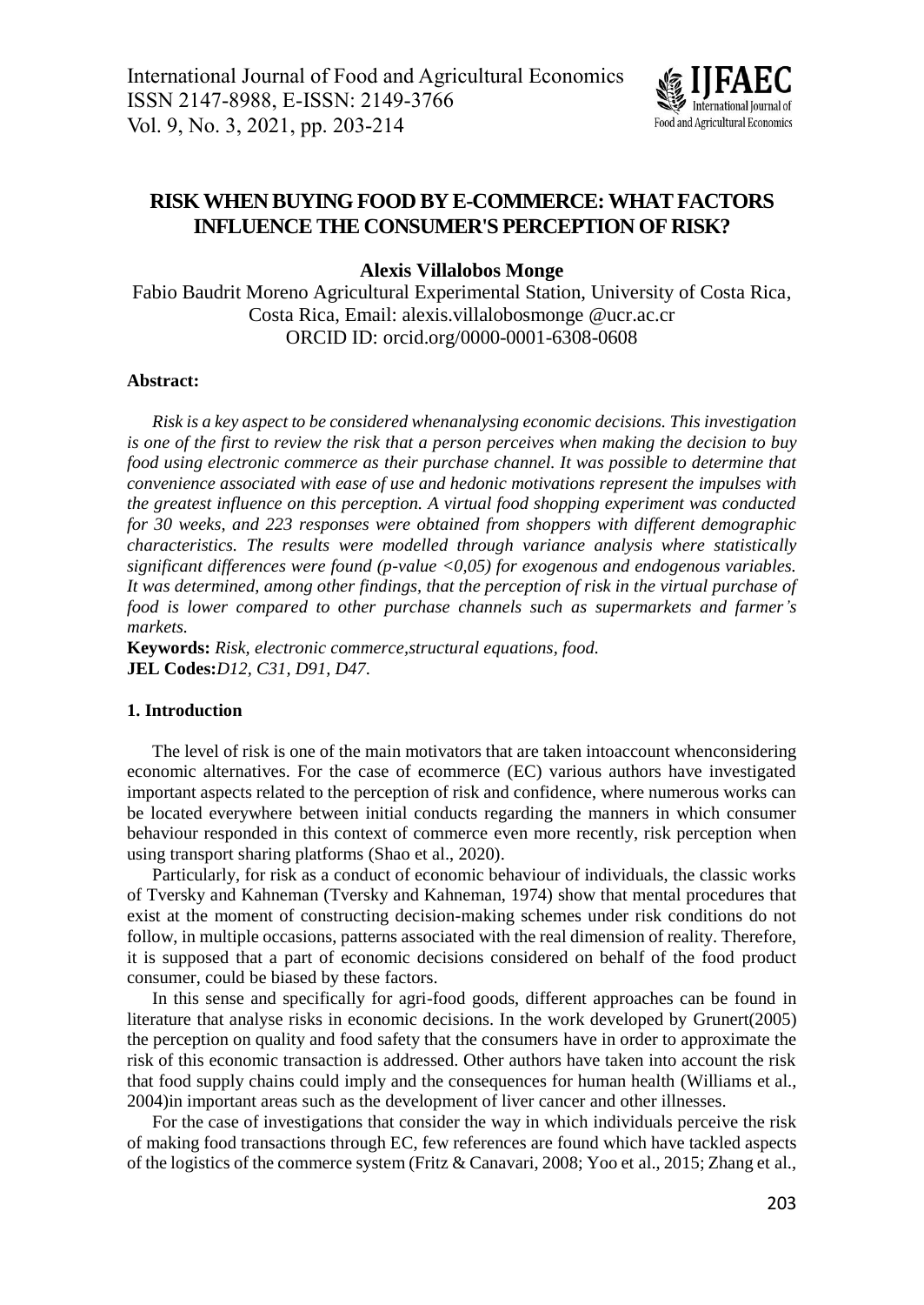# RISK WHEN BUYING FOOD BY E-COMMERCE: WHAT FACTORS INFLUENCE THE CONSUMER'S PERCEPTION OF RISK?

**Alexis Villalobos Monge**

Fabio Baudrit Moreno Agricultural Experimental Station, University of Costa Rica, Costa Rica, Email: alexis.villalobosmonge @ucr.ac.cr

ORCID ID: orcid.org/0000-0001-6308-0608

**Abstract:**

*Risk is a key aspect to be considered whenanalysing economic decisions. This investigation is one of the first to review the risk that a person perceives when making the decision to buy food using electronic commerce as their purchase channel. It was possible to determine that convenience associated with ease of use and hedonic motivations represent the impulses with the greatest influence on this perception. A virtual food shopping experiment was conducted for 30 weeks, and 223 responses were obtained from shoppers with different demographic characteristics. The results were modelled through variance analysis where statistically significant differences were found (p-value <0,05) for exogenous and endogenous variables. It was determined, among other findings, that the perception of risk in the virtual purchase of food is lower compared to other purchase channels such as supermarkets and farmer's markets.*

**Keywords:** *Risk, electronic commerce,structural equations, food.*

**JEL Codes:***D12, C31, D91, D47.*

## 1. Introduction

The level of risk is one of the main motivators that are taken intoaccount whenconsidering economic alternatives. For the case of ecommerce (EC) various authors have investigated important aspects related to the perception of risk and confidence, where numerous works can be located everywhere between initial conducts regarding the manners in which consumer behaviour responded in this context of commerce even more recently, risk perception when using transport sharing platforms (Shao et al., 2020).

Particularly, for risk as a conduct of economic behaviour of individuals, the classic works of Tversky and Kahneman (Tversky and Kahneman, 1974) show that mental procedures that exist at the moment of constructing decision-making schemes under risk conditions do not follow, in multiple occasions, patterns associated with the real dimension of reality. Therefore, it is supposed that a part of economic decisions considered on behalf of the food product consumer, could be biased by these factors.

In this sense and specifically for agri-food goods, different approaches can be found in literature that analyse risks in economic decisions. In the work developed by Grunert(2005) the perception on quality and food safety that the consumers have in order to approximate the risk of this economic transaction is addressed. Other authors have taken into account the risk that food supply chains could imply and the consequences for human health (Williams et al., 2004)in important areas such as the development of liver cancer and other illnesses.

For the case of investigations that consider the way in which individuals perceive the risk of making food transactions through EC, few references are found which have tackled aspects of the logistics of the commerce system (Fritz & Canavari, 2008; Yoo et al., 2015; Zhang et al.,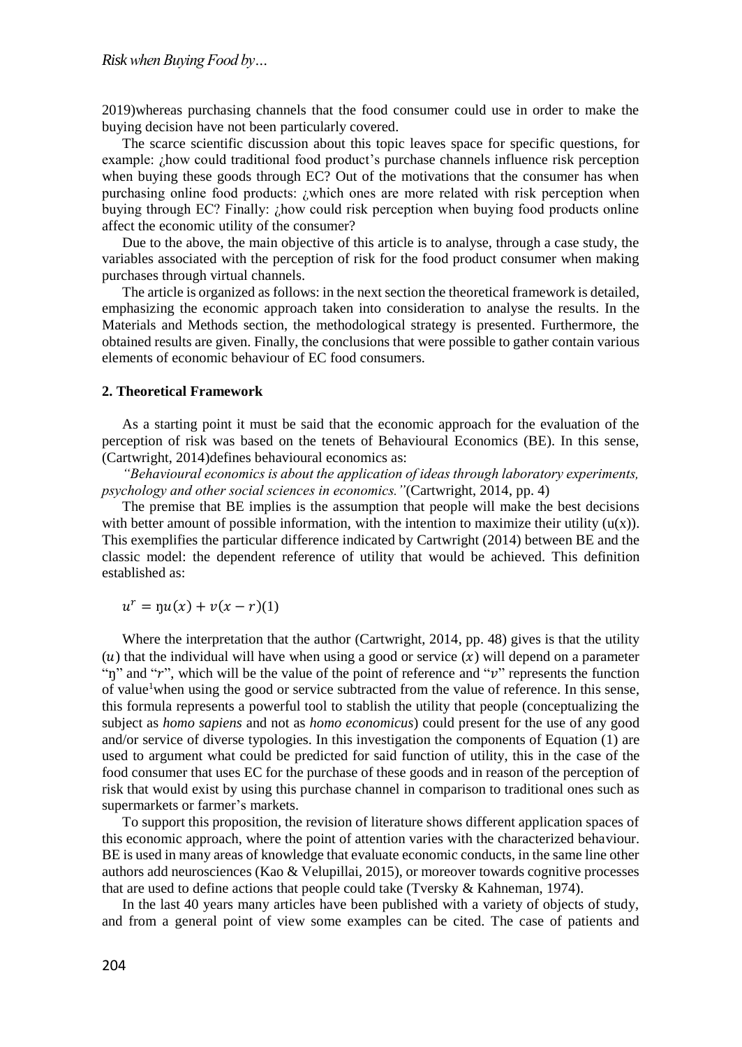2019)whereas purchasing channels that the food consumer could use in order to make the buying decision have not been particularly covered.

The scarce scientific discussion about this topic leaves space for specific questions, for example: ¿how could traditional food product's purchase channels influence risk perception when buying these goods through EC? Out of the motivations that the consumer has when purchasing online food products: ¿which ones are more related with risk perception when buying through EC? Finally: ¿how could risk perception when buying food products online affect the economic utility of the consumer?

Due to the above, the main objective of this article is to analyse, through a case study, the variables associated with the perception of risk for the food product consumer when making purchases through virtual channels.

The article is organized as follows: in the next section the theoretical framework is detailed, emphasizing the economic approach taken into consideration to analyse the results. In the Materials and Methods section, the methodological strategy is presented. Furthermore, the obtained results are given. Finally, the conclusions that were possible to gather contain various elements of economic behaviour of EC food consumers.

## 2. Theoretical Framework

As a starting point it must be said that the economic approach for the evaluation of the perception of risk was based on the tenets of Behavioural Economics (BE). In this sense, (Cartwright, 2014)defines behavioural economics as:

*"Behavioural economics is about the application of ideas through laboratory experiments, psychology and other social sciences in economics."*(Cartwright, 2014, pp. 4)

The premise that BE implies is the assumption that people will make the best decisions with better amount of possible information, with the intention to maximize their utility (u(x)). This exemplifies the particular difference indicated by Cartwright (2014) between BE and the classic model: the dependent reference of utility that would be achieved. This definition established as:

$$u^r = \eta u(x) + v(x - r) \quad (1)$$

Where the interpretation that the author (Cartwright, 2014, pp. 48) gives is that the utility $(u)$ that the individual will have when using a good or service $(x)$ will depend on a parameter "$\eta$" and "$r$", which will be the value of the point of reference and "$v$" represents the function of value[1]when using the good or service subtracted from the value of reference. In this sense, this formula represents a powerful tool to stablish the utility that people (conceptualizing the subject as *homo sapiens* and not as *homo economicus*) could present for the use of any good and/or service of diverse typologies. In this investigation the components of Equation (1) are used to argument what could be predicted for said function of utility, this in the case of the food consumer that uses EC for the purchase of these goods and in reason of the perception of risk that would exist by using this purchase channel in comparison to traditional ones such as supermarkets or farmer's markets.

To support this proposition, the revision of literature shows different application spaces of this economic approach, where the point of attention varies with the characterized behaviour. BE is used in many areas of knowledge that evaluate economic conducts, in the same line other authors add neurosciences (Kao & Velupillai, 2015), or moreover towards cognitive processes that are used to define actions that people could take (Tversky & Kahneman, 1974).

In the last 40 years many articles have been published with a variety of objects of study, and from a general point of view some examples can be cited. The case of patients and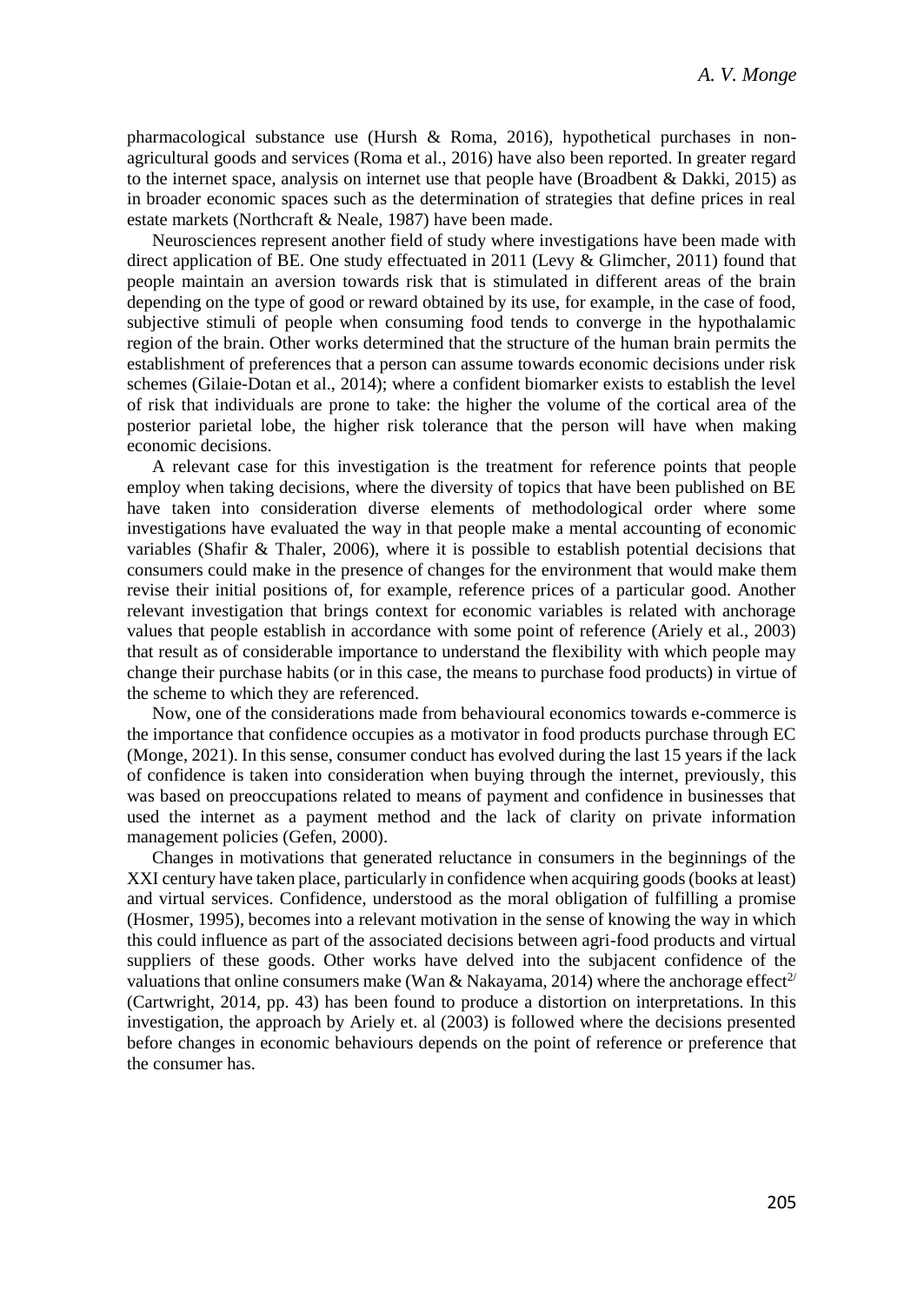pharmacological substance use (Hursh & Roma, 2016), hypothetical purchases in non-agricultural goods and services (Roma et al., 2016) have also been reported. In greater regard to the internet space, analysis on internet use that people have (Broadbent & Dakki, 2015) as in broader economic spaces such as the determination of strategies that define prices in real estate markets (Northcraft & Neale, 1987) have been made.

Neurosciences represent another field of study where investigations have been made with direct application of BE. One study effectuated in 2011 (Levy & Glimcher, 2011) found that people maintain an aversion towards risk that is stimulated in different areas of the brain depending on the type of good or reward obtained by its use, for example, in the case of food, subjective stimuli of people when consuming food tends to converge in the hypothalamic region of the brain. Other works determined that the structure of the human brain permits the establishment of preferences that a person can assume towards economic decisions under risk schemes (Gilaie-Dotan et al., 2014); where a confident biomarker exists to establish the level of risk that individuals are prone to take: the higher the volume of the cortical area of the posterior parietal lobe, the higher risk tolerance that the person will have when making economic decisions.

A relevant case for this investigation is the treatment for reference points that people employ when taking decisions, where the diversity of topics that have been published on BE have taken into consideration diverse elements of methodological order where some investigations have evaluated the way in that people make a mental accounting of economic variables (Shafir & Thaler, 2006), where it is possible to establish potential decisions that consumers could make in the presence of changes for the environment that would make them revise their initial positions of, for example, reference prices of a particular good. Another relevant investigation that brings context for economic variables is related with anchorage values that people establish in accordance with some point of reference (Ariely et al., 2003) that result as of considerable importance to understand the flexibility with which people may change their purchase habits (or in this case, the means to purchase food products) in virtue of the scheme to which they are referenced.

Now, one of the considerations made from behavioural economics towards e-commerce is the importance that confidence occupies as a motivator in food products purchase through EC (Monge, 2021). In this sense, consumer conduct has evolved during the last 15 years if the lack of confidence is taken into consideration when buying through the internet, previously, this was based on preoccupations related to means of payment and confidence in businesses that used the internet as a payment method and the lack of clarity on private information management policies (Gefen, 2000).

Changes in motivations that generated reluctance in consumers in the beginnings of the XXI century have taken place, particularly in confidence when acquiring goods (books at least) and virtual services. Confidence, understood as the moral obligation of fulfilling a promise (Hosmer, 1995), becomes into a relevant motivation in the sense of knowing the way in which this could influence as part of the associated decisions between agri-food products and virtual suppliers of these goods. Other works have delved into the subjacent confidence of the valuations that online consumers make (Wan & Nakayama, 2014) where the anchorage effect[2/] (Cartwright, 2014, pp. 43) has been found to produce a distortion on interpretations. In this investigation, the approach by Ariely et. al (2003) is followed where the decisions presented before changes in economic behaviours depends on the point of reference or preference that the consumer has.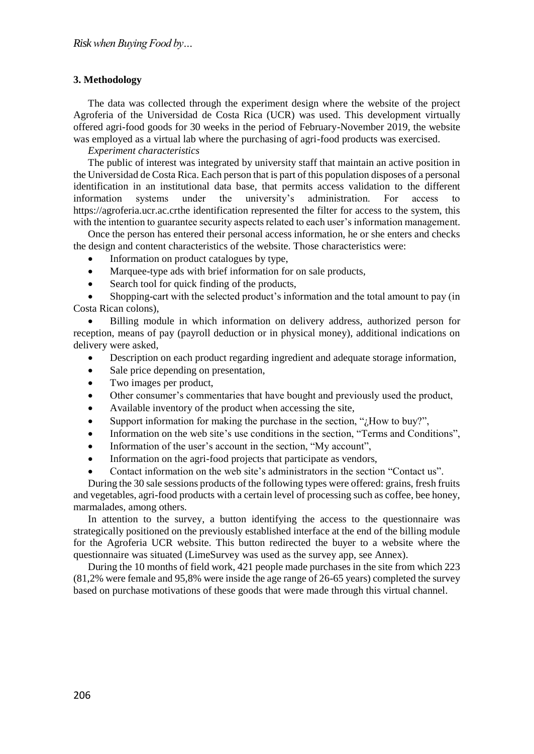## 3. Methodology

The data was collected through the experiment design where the website of the project Agroferia of the Universidad de Costa Rica (UCR) was used. This development virtually offered agri-food goods for 30 weeks in the period of February-November 2019, the website was employed as a virtual lab where the purchasing of agri-food products was exercised.

*Experiment characteristics*

The public of interest was integrated by university staff that maintain an active position in the Universidad de Costa Rica. Each person that is part of this population disposes of a personal identification in an institutional data base, that permits access validation to the different information systems under the university's administration. For access to https://agroferia.ucr.ac.crthe identification represented the filter for access to the system, this with the intention to guarantee security aspects related to each user's information management.

Once the person has entered their personal access information, he or she enters and checks the design and content characteristics of the website. Those characteristics were:

- Information on product catalogues by type,
- Marquee-type ads with brief information for on sale products,
- Search tool for quick finding of the products,
- Shopping-cart with the selected product's information and the total amount to pay (in Costa Rican colons),
- Billing module in which information on delivery address, authorized person for reception, means of pay (payroll deduction or in physical money), additional indications on delivery were asked,
- Description on each product regarding ingredient and adequate storage information,
- Sale price depending on presentation,
- Two images per product,
- Other consumer's commentaries that have bought and previously used the product,
- Available inventory of the product when accessing the site,
- Support information for making the purchase in the section, "¿How to buy?",
- Information on the web site's use conditions in the section, "Terms and Conditions",
- Information of the user's account in the section, "My account",
- Information on the agri-food projects that participate as vendors,
- Contact information on the web site's administrators in the section "Contact us".

During the 30 sale sessions products of the following types were offered: grains, fresh fruits and vegetables, agri-food products with a certain level of processing such as coffee, bee honey, marmalades, among others.

In attention to the survey, a button identifying the access to the questionnaire was strategically positioned on the previously established interface at the end of the billing module for the Agroferia UCR website. This button redirected the buyer to a website where the questionnaire was situated (LimeSurvey was used as the survey app, see Annex).

During the 10 months of field work, 421 people made purchases in the site from which 223 (81,2% were female and 95,8% were inside the age range of 26-65 years) completed the survey based on purchase motivations of these goods that were made through this virtual channel.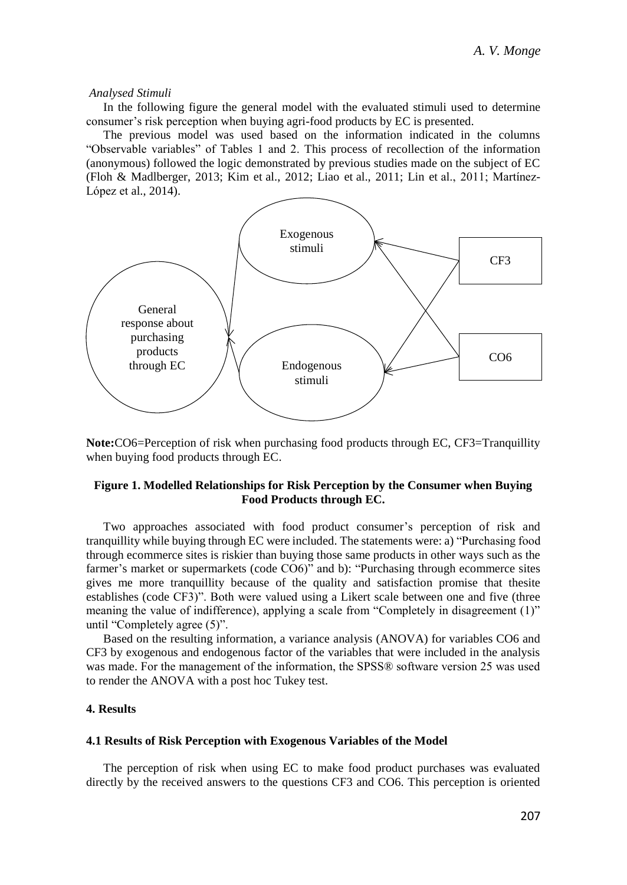*Analysed Stimuli*

In the following figure the general model with the evaluated stimuli used to determine consumer's risk perception when buying agri-food products by EC is presented.

The previous model was used based on the information indicated in the columns "Observable variables" of Tables 1 and 2. This process of recollection of the information (anonymous) followed the logic demonstrated by previous studies made on the subject of EC (Floh & Madlberger, 2013; Kim et al., 2012; Liao et al., 2011; Lin et al., 2011; Martínez-López et al., 2014).

**Note:** CO6=Perception of risk when purchasing food products through EC, CF3=Tranquillity when buying food products through EC.

**Figure 1. Modelled Relationships for Risk Perception by the Consumer when Buying Food Products through EC.**

Two approaches associated with food product consumer's perception of risk and tranquillity while buying through EC were included. The statements were: a) "Purchasing food through ecommerce sites is riskier than buying those same products in other ways such as the farmer's market or supermarkets (code CO6)" and b): "Purchasing through ecommerce sites gives me more tranquillity because of the quality and satisfaction promise that thesite establishes (code CF3)". Both were valued using a Likert scale between one and five (three meaning the value of indifference), applying a scale from "Completely in disagreement (1)" until "Completely agree (5)".

Based on the resulting information, a variance analysis (ANOVA) for variables CO6 and CF3 by exogenous and endogenous factor of the variables that were included in the analysis was made. For the management of the information, the SPSS® software version 25 was used to render the ANOVA with a post hoc Tukey test.

## 4. Results

### 4.1 Results of Risk Perception with Exogenous Variables of the Model

The perception of risk when using EC to make food product purchases was evaluated directly by the received answers to the questions CF3 and CO6. This perception is oriented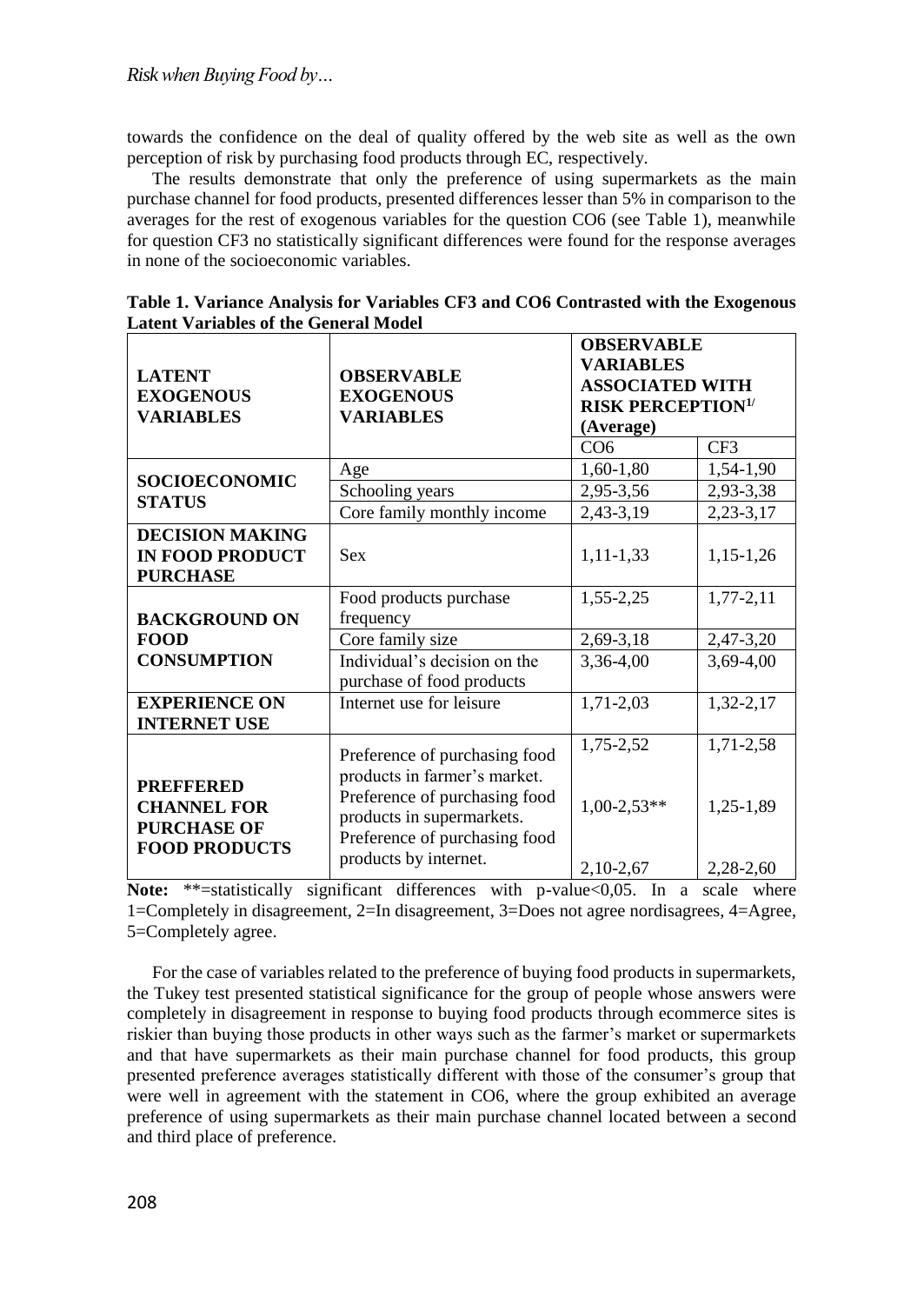towards the confidence on the deal of quality offered by the web site as well as the own perception of risk by purchasing food products through EC, respectively.

The results demonstrate that only the preference of using supermarkets as the main purchase channel for food products, presented differences lesser than 5% in comparison to the averages for the rest of exogenous variables for the question CO6 (see Table 1), meanwhile for question CF3 no statistically significant differences were found for the response averages in none of the socioeconomic variables.

**Table 1. Variance Analysis for Variables CF3 and CO6 Contrasted with the Exogenous Latent Variables of the General Model**

| LATENT EXOGENOUS VARIABLES | OBSERVABLE EXOGENOUS VARIABLES | OBSERVABLE VARIABLES ASSOCIATED WITH RISK PERCEPTION[1/] (Average) | |
|---|---|---|---|
| | | CO6 | CF3 |
| **SOCIOECONOMIC STATUS** | Age | 1,60-1,80 | 1,54-1,90 |
| | Schooling years | 2,95-3,56 | 2,93-3,38 |
| | Core family monthly income | 2,43-3,19 | 2,23-3,17 |
| **DECISION MAKING IN FOOD PRODUCT PURCHASE** | Sex | 1,11-1,33 | 1,15-1,26 |
| **BACKGROUND ON FOOD CONSUMPTION** | Food products purchase frequency | 1,55-2,25 | 1,77-2,11 |
| | Core family size | 2,69-3,18 | 2,47-3,20 |
| | Individual's decision on the purchase of food products | 3,36-4,00 | 3,69-4,00 |
| **EXPERIENCE ON INTERNET USE** | Internet use for leisure | 1,71-2,03 | 1,32-2,17 |
| **PREFFERED CHANNEL FOR PURCHASE OF FOOD PRODUCTS** | Preference of purchasing food products in farmer's market. | 1,75-2,52 | 1,71-2,58 |
| | Preference of purchasing food products in supermarkets. | 1,00-2,53** | 1,25-1,89 |
| | Preference of purchasing food products by internet. | 2,10-2,67 | 2,28-2,60 |

**Note:** **=statistically significant differences with p-value<0,05. In a scale where 1=Completely in disagreement, 2=In disagreement, 3=Does not agree nordisagrees, 4=Agree, 5=Completely agree.

For the case of variables related to the preference of buying food products in supermarkets, the Tukey test presented statistical significance for the group of people whose answers were completely in disagreement in response to buying food products through ecommerce sites is riskier than buying those products in other ways such as the farmer's market or supermarkets and that have supermarkets as their main purchase channel for food products, this group presented preference averages statistically different with those of the consumer's group that were well in agreement with the statement in CO6, where the group exhibited an average preference of using supermarkets as their main purchase channel located between a second and third place of preference.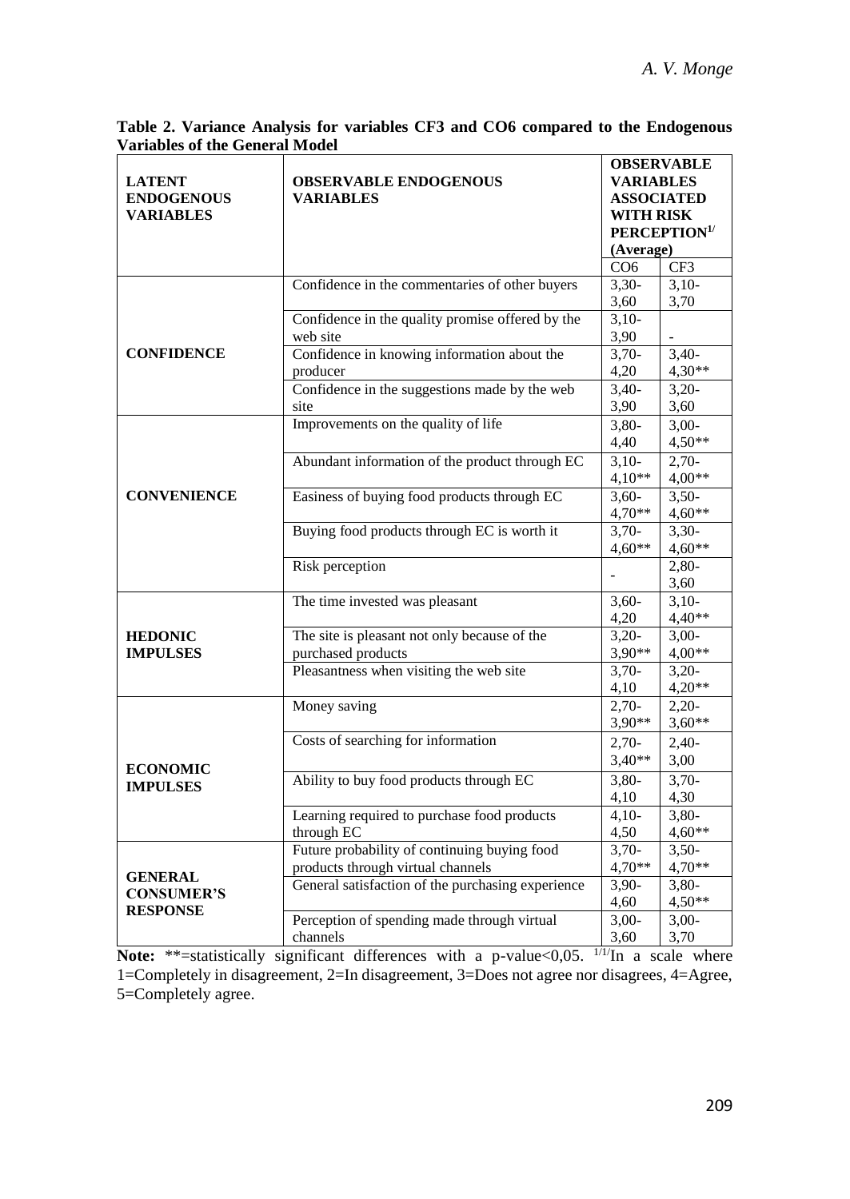**Table 2. Variance Analysis for variables CF3 and CO6 compared to the Endogenous Variables of the General Model**

| LATENT ENDOGENOUS VARIABLES | OBSERVABLE ENDOGENOUS VARIABLES | OBSERVABLE VARIABLES ASSOCIATED WITH RISK PERCEPTION[1/] (Average) | |
|---|---|---|---|
| | | CO6 | CF3 |
| CONFIDENCE | Confidence in the commentaries of other buyers | 3,30-3,60 | 3,10-3,70 |
| | Confidence in the quality promise offered by the web site | 3,10-3,90 | - |
| | Confidence in knowing information about the producer | 3,70-4,20 | 3,40-4,30** |
| | Confidence in the suggestions made by the web site | 3,40-3,90 | 3,20-3,60 |
| CONVENIENCE | Improvements on the quality of life | 3,80-4,40 | 3,00-4,50** |
| | Abundant information of the product through EC | 3,10-4,10** | 2,70-4,00** |
| | Easiness of buying food products through EC | 3,60-4,70** | 3,50-4,60** |
| | Buying food products through EC is worth it | 3,70-4,60** | 3,30-4,60** |
| | Risk perception | - | 2,80-3,60 |
| HEDONIC IMPULSES | The time invested was pleasant | 3,60-4,20 | 3,10-4,40** |
| | The site is pleasant not only because of the purchased products | 3,20-3,90** | 3,00-4,00** |
| | Pleasantness when visiting the web site | 3,70-4,10 | 3,20-4,20** |
| ECONOMIC IMPULSES | Money saving | 2,70-3,90** | 2,20-3,60** |
| | Costs of searching for information | 2,70-3,40** | 2,40-3,00 |
| | Ability to buy food products through EC | 3,80-4,10 | 3,70-4,30 |
| | Learning required to purchase food products through EC | 4,10-4,50 | 3,80-4,60** |
| GENERAL CONSUMER'S RESPONSE | Future probability of continuing buying food products through virtual channels | 3,70-4,70** | 3,50-4,70** |
| | General satisfaction of the purchasing experience | 3,90-4,60 | 3,80-4,50** |
| | Perception of spending made through virtual channels | 3,00-3,60 | 3,00-3,70 |

**Note:** **=statistically significant differences with a p-value<0,05. [1/1/]In a scale where 1=Completely in disagreement, 2=In disagreement, 3=Does not agree nor disagrees, 4=Agree, 5=Completely agree.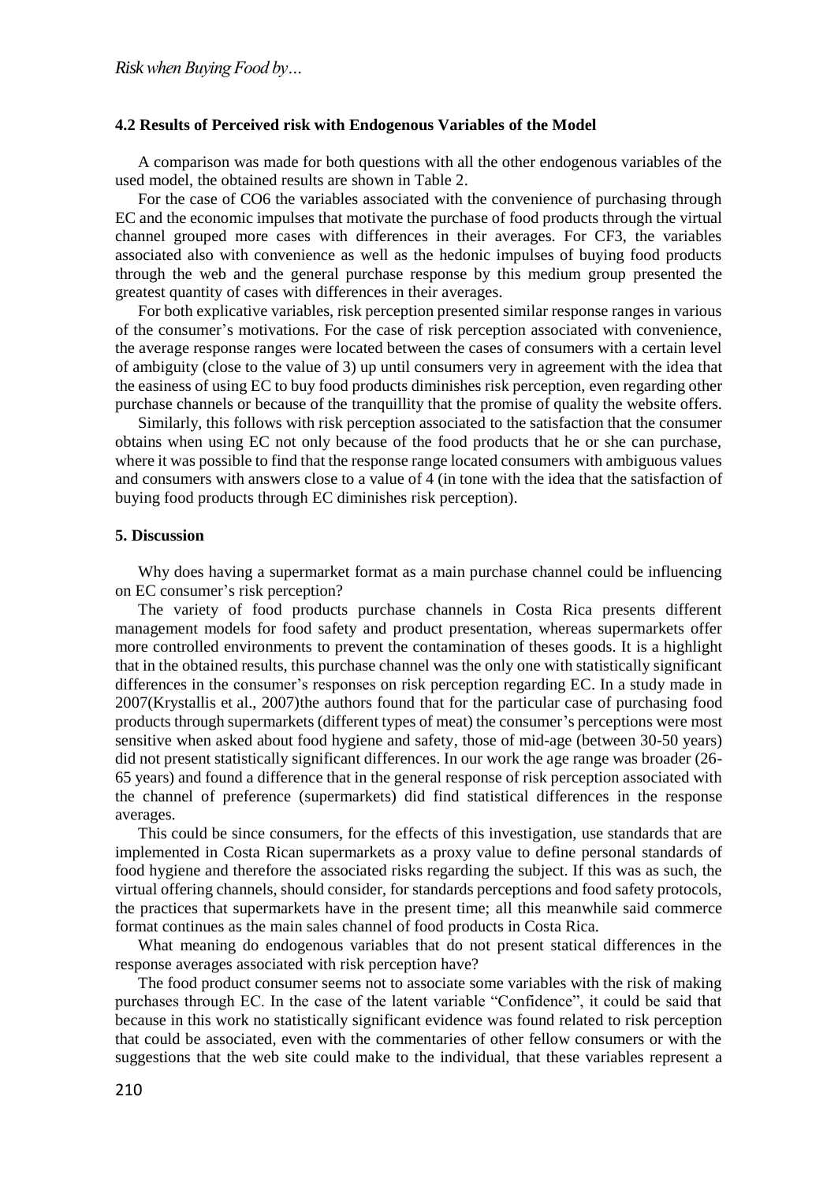### 4.2 Results of Perceived risk with Endogenous Variables of the Model

A comparison was made for both questions with all the other endogenous variables of the used model, the obtained results are shown in Table 2.

For the case of CO6 the variables associated with the convenience of purchasing through EC and the economic impulses that motivate the purchase of food products through the virtual channel grouped more cases with differences in their averages. For CF3, the variables associated also with convenience as well as the hedonic impulses of buying food products through the web and the general purchase response by this medium group presented the greatest quantity of cases with differences in their averages.

For both explicative variables, risk perception presented similar response ranges in various of the consumer's motivations. For the case of risk perception associated with convenience, the average response ranges were located between the cases of consumers with a certain level of ambiguity (close to the value of 3) up until consumers very in agreement with the idea that the easiness of using EC to buy food products diminishes risk perception, even regarding other purchase channels or because of the tranquillity that the promise of quality the website offers.

Similarly, this follows with risk perception associated to the satisfaction that the consumer obtains when using EC not only because of the food products that he or she can purchase, where it was possible to find that the response range located consumers with ambiguous values and consumers with answers close to a value of 4 (in tone with the idea that the satisfaction of buying food products through EC diminishes risk perception).

## 5. Discussion

Why does having a supermarket format as a main purchase channel could be influencing on EC consumer's risk perception?

The variety of food products purchase channels in Costa Rica presents different management models for food safety and product presentation, whereas supermarkets offer more controlled environments to prevent the contamination of theses goods. It is a highlight that in the obtained results, this purchase channel was the only one with statistically significant differences in the consumer's responses on risk perception regarding EC. In a study made in 2007(Krystallis et al., 2007)the authors found that for the particular case of purchasing food products through supermarkets (different types of meat) the consumer's perceptions were most sensitive when asked about food hygiene and safety, those of mid-age (between 30-50 years) did not present statistically significant differences. In our work the age range was broader (26-65 years) and found a difference that in the general response of risk perception associated with the channel of preference (supermarkets) did find statistical differences in the response averages.

This could be since consumers, for the effects of this investigation, use standards that are implemented in Costa Rican supermarkets as a proxy value to define personal standards of food hygiene and therefore the associated risks regarding the subject. If this was as such, the virtual offering channels, should consider, for standards perceptions and food safety protocols, the practices that supermarkets have in the present time; all this meanwhile said commerce format continues as the main sales channel of food products in Costa Rica.

What meaning do endogenous variables that do not present statical differences in the response averages associated with risk perception have?

The food product consumer seems not to associate some variables with the risk of making purchases through EC. In the case of the latent variable "Confidence", it could be said that because in this work no statistically significant evidence was found related to risk perception that could be associated, even with the commentaries of other fellow consumers or with the suggestions that the web site could make to the individual, that these variables represent a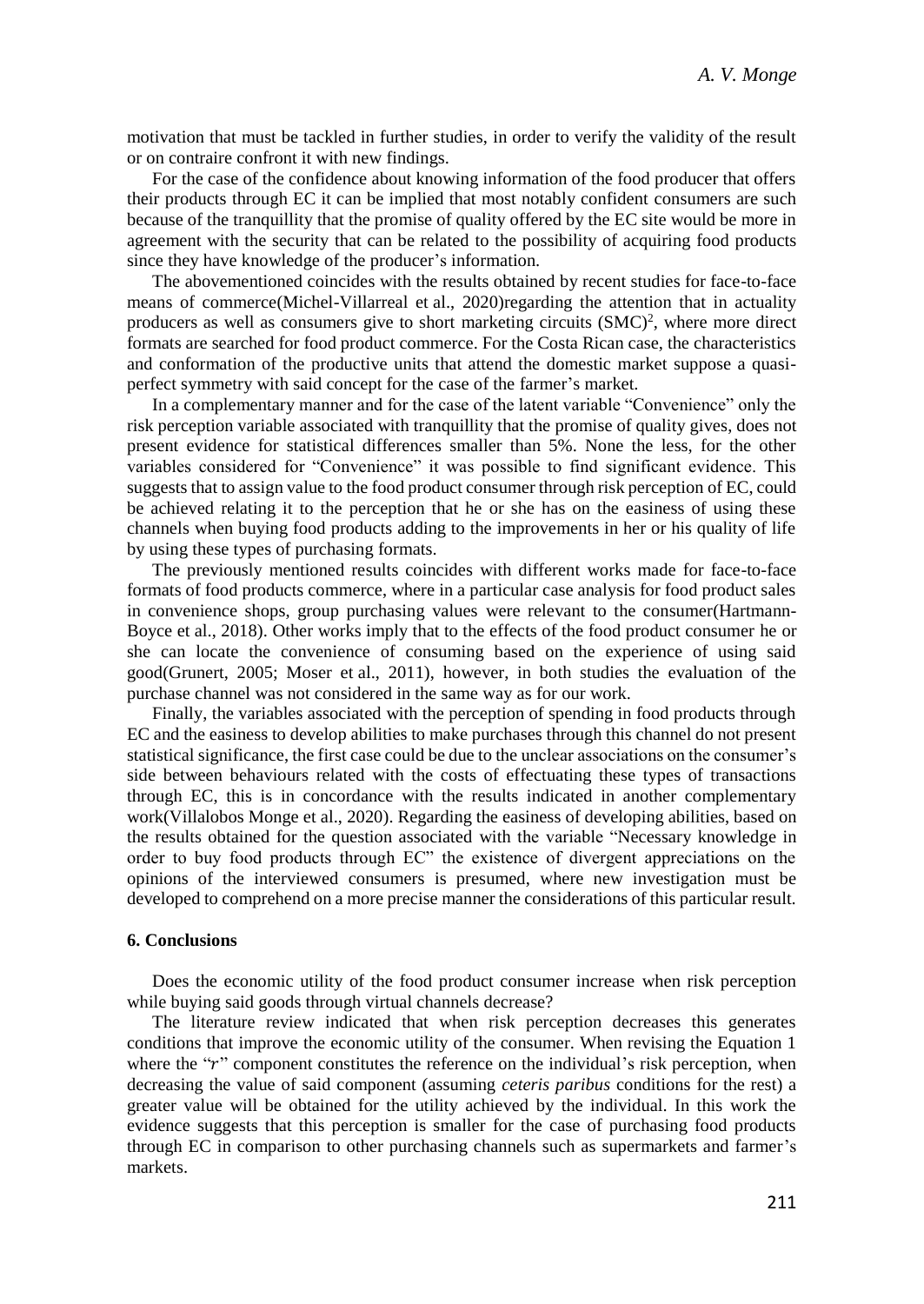motivation that must be tackled in further studies, in order to verify the validity of the result or on contraire confront it with new findings.

For the case of the confidence about knowing information of the food producer that offers their products through EC it can be implied that most notably confident consumers are such because of the tranquillity that the promise of quality offered by the EC site would be more in agreement with the security that can be related to the possibility of acquiring food products since they have knowledge of the producer's information.

The abovementioned coincides with the results obtained by recent studies for face-to-face means of commerce(Michel-Villarreal et al., 2020)regarding the attention that in actuality producers as well as consumers give to short marketing circuits (SMC)[2], where more direct formats are searched for food product commerce. For the Costa Rican case, the characteristics and conformation of the productive units that attend the domestic market suppose a quasi-perfect symmetry with said concept for the case of the farmer's market.

In a complementary manner and for the case of the latent variable "Convenience" only the risk perception variable associated with tranquillity that the promise of quality gives, does not present evidence for statistical differences smaller than 5%. None the less, for the other variables considered for "Convenience" it was possible to find significant evidence. This suggests that to assign value to the food product consumer through risk perception of EC, could be achieved relating it to the perception that he or she has on the easiness of using these channels when buying food products adding to the improvements in her or his quality of life by using these types of purchasing formats.

The previously mentioned results coincides with different works made for face-to-face formats of food products commerce, where in a particular case analysis for food product sales in convenience shops, group purchasing values were relevant to the consumer(Hartmann-Boyce et al., 2018). Other works imply that to the effects of the food product consumer he or she can locate the convenience of consuming based on the experience of using said good(Grunert, 2005; Moser et al., 2011), however, in both studies the evaluation of the purchase channel was not considered in the same way as for our work.

Finally, the variables associated with the perception of spending in food products through EC and the easiness to develop abilities to make purchases through this channel do not present statistical significance, the first case could be due to the unclear associations on the consumer's side between behaviours related with the costs of effectuating these types of transactions through EC, this is in concordance with the results indicated in another complementary work(Villalobos Monge et al., 2020). Regarding the easiness of developing abilities, based on the results obtained for the question associated with the variable "Necessary knowledge in order to buy food products through EC" the existence of divergent appreciations on the opinions of the interviewed consumers is presumed, where new investigation must be developed to comprehend on a more precise manner the considerations of this particular result.

## 6. Conclusions

Does the economic utility of the food product consumer increase when risk perception while buying said goods through virtual channels decrease?

The literature review indicated that when risk perception decreases this generates conditions that improve the economic utility of the consumer. When revising the Equation 1 where the "$r$" component constitutes the reference on the individual's risk perception, when decreasing the value of said component (assuming *ceteris paribus* conditions for the rest) a greater value will be obtained for the utility achieved by the individual. In this work the evidence suggests that this perception is smaller for the case of purchasing food products through EC in comparison to other purchasing channels such as supermarkets and farmer's markets.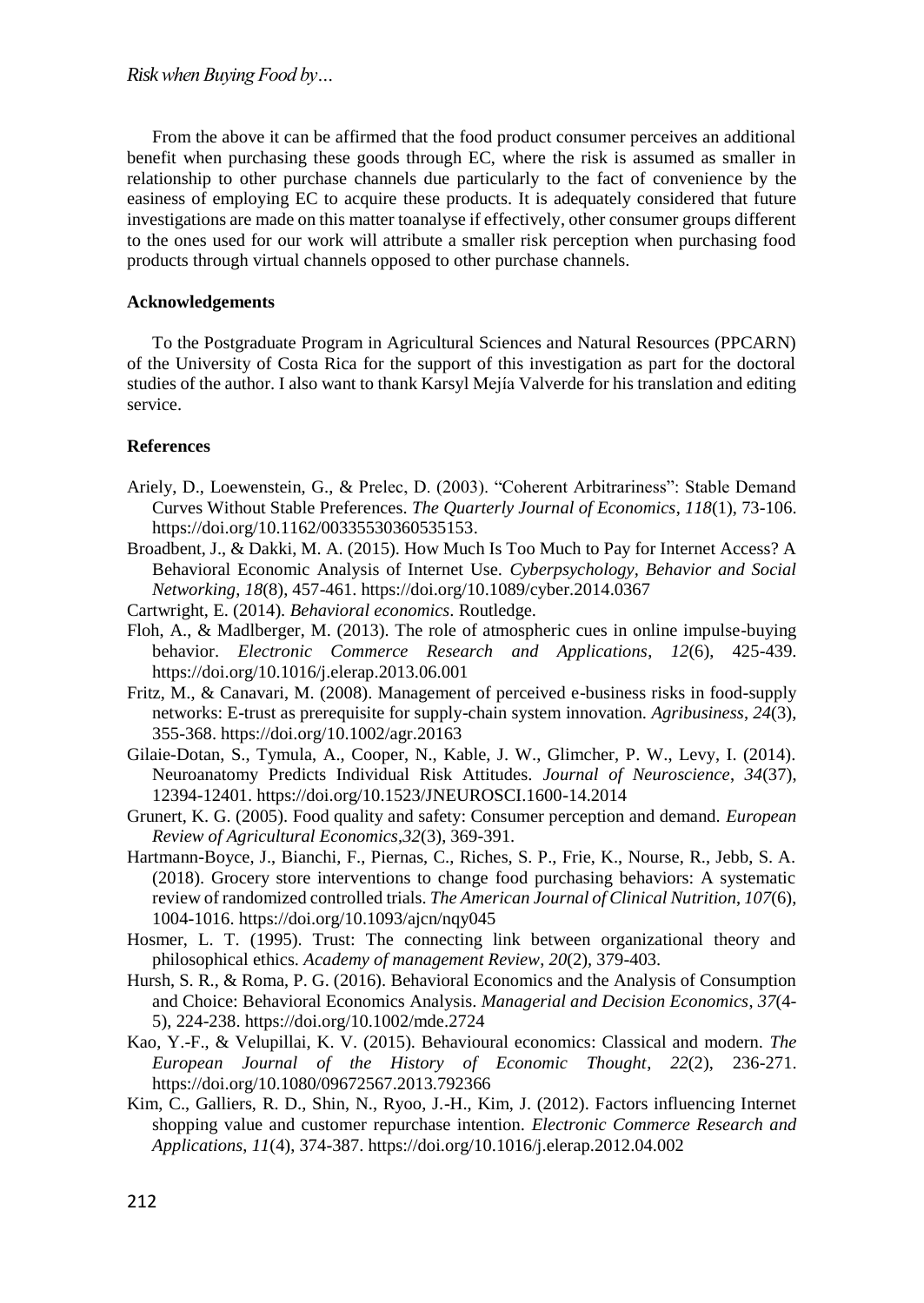From the above it can be affirmed that the food product consumer perceives an additional benefit when purchasing these goods through EC, where the risk is assumed as smaller in relationship to other purchase channels due particularly to the fact of convenience by the easiness of employing EC to acquire these products. It is adequately considered that future investigations are made on this matter toanalyse if effectively, other consumer groups different to the ones used for our work will attribute a smaller risk perception when purchasing food products through virtual channels opposed to other purchase channels.

### Acknowledgements

To the Postgraduate Program in Agricultural Sciences and Natural Resources (PPCARN) of the University of Costa Rica for the support of this investigation as part for the doctoral studies of the author. I also want to thank Karsyl Mejía Valverde for his translation and editing service.

### References

Ariely, D., Loewenstein, G., & Prelec, D. (2003). "Coherent Arbitrariness": Stable Demand Curves Without Stable Preferences. *The Quarterly Journal of Economics*, *118*(1), 73-106. https://doi.org/10.1162/00335530360535153.

Broadbent, J., & Dakki, M. A. (2015). How Much Is Too Much to Pay for Internet Access? A Behavioral Economic Analysis of Internet Use. *Cyberpsychology, Behavior and Social Networking*, *18*(8), 457-461. https://doi.org/10.1089/cyber.2014.0367

Cartwright, E. (2014). *Behavioral economics*. Routledge.

Floh, A., & Madlberger, M. (2013). The role of atmospheric cues in online impulse-buying behavior. *Electronic Commerce Research and Applications*, *12*(6), 425-439. https://doi.org/10.1016/j.elerap.2013.06.001

Fritz, M., & Canavari, M. (2008). Management of perceived e-business risks in food-supply networks: E-trust as prerequisite for supply-chain system innovation. *Agribusiness*, *24*(3), 355-368. https://doi.org/10.1002/agr.20163

Gilaie-Dotan, S., Tymula, A., Cooper, N., Kable, J. W., Glimcher, P. W., Levy, I. (2014). Neuroanatomy Predicts Individual Risk Attitudes. *Journal of Neuroscience*, *34*(37), 12394-12401. https://doi.org/10.1523/JNEUROSCI.1600-14.2014

Grunert, K. G. (2005). Food quality and safety: Consumer perception and demand. *European Review of Agricultural Economics*,*32*(3), 369-391.

Hartmann-Boyce, J., Bianchi, F., Piernas, C., Riches, S. P., Frie, K., Nourse, R., Jebb, S. A. (2018). Grocery store interventions to change food purchasing behaviors: A systematic review of randomized controlled trials. *The American Journal of Clinical Nutrition*, *107*(6), 1004-1016. https://doi.org/10.1093/ajcn/nqy045

Hosmer, L. T. (1995). Trust: The connecting link between organizational theory and philosophical ethics. *Academy of management Review*, *20*(2), 379-403.

Hursh, S. R., & Roma, P. G. (2016). Behavioral Economics and the Analysis of Consumption and Choice: Behavioral Economics Analysis. *Managerial and Decision Economics*, *37*(4-5), 224-238. https://doi.org/10.1002/mde.2724

Kao, Y.-F., & Velupillai, K. V. (2015). Behavioural economics: Classical and modern. *The European Journal of the History of Economic Thought*, *22*(2), 236-271. https://doi.org/10.1080/09672567.2013.792366

Kim, C., Galliers, R. D., Shin, N., Ryoo, J.-H., Kim, J. (2012). Factors influencing Internet shopping value and customer repurchase intention. *Electronic Commerce Research and Applications*, *11*(4), 374-387. https://doi.org/10.1016/j.elerap.2012.04.002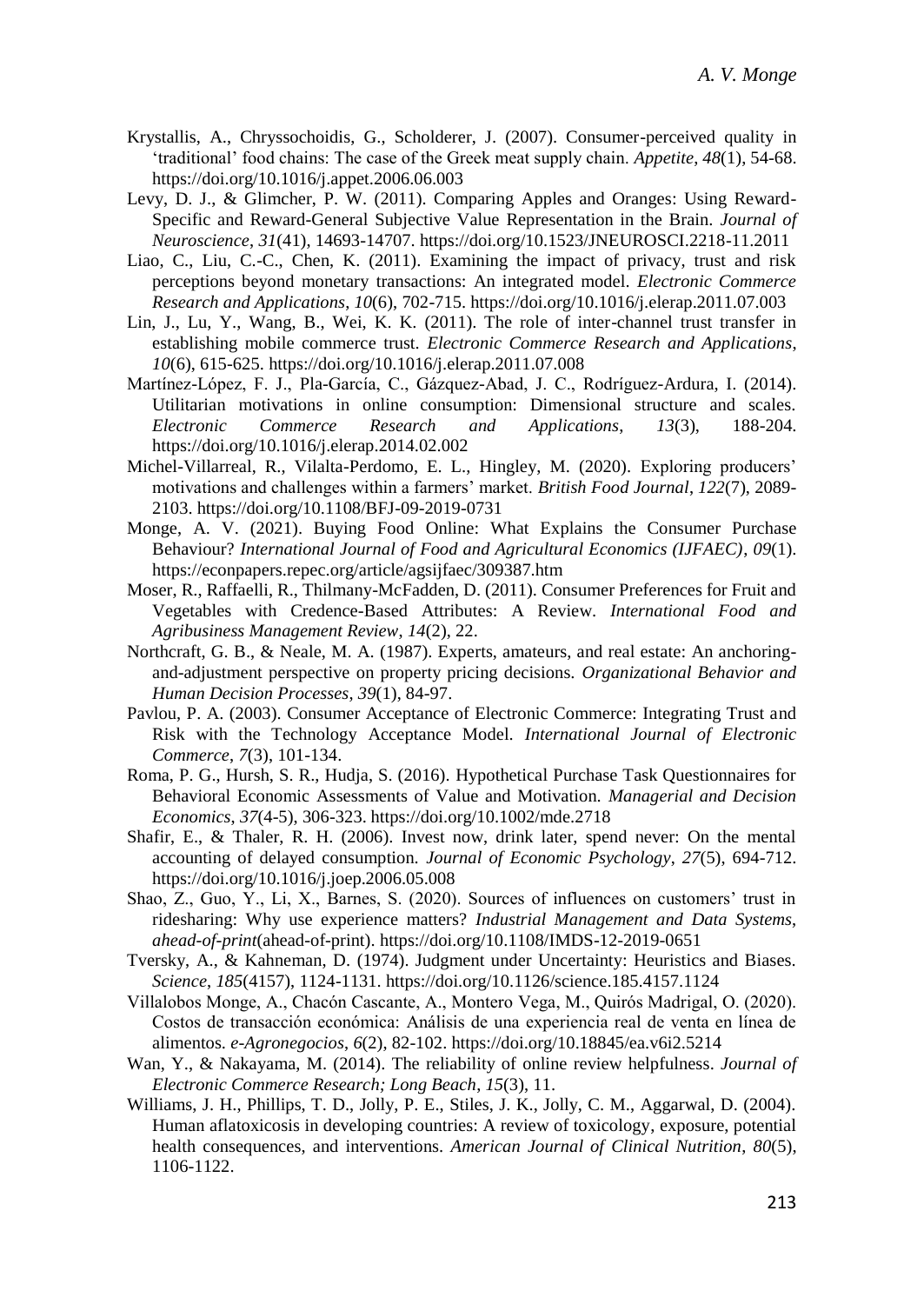Krystallis, A., Chryssochoidis, G., Scholderer, J. (2007). Consumer-perceived quality in 'traditional' food chains: The case of the Greek meat supply chain. *Appetite*, *48*(1), 54-68. https://doi.org/10.1016/j.appet.2006.06.003

Levy, D. J., & Glimcher, P. W. (2011). Comparing Apples and Oranges: Using Reward-Specific and Reward-General Subjective Value Representation in the Brain. *Journal of Neuroscience*, *31*(41), 14693-14707. https://doi.org/10.1523/JNEUROSCI.2218-11.2011

Liao, C., Liu, C.-C., Chen, K. (2011). Examining the impact of privacy, trust and risk perceptions beyond monetary transactions: An integrated model. *Electronic Commerce Research and Applications*, *10*(6), 702-715. https://doi.org/10.1016/j.elerap.2011.07.003

Lin, J., Lu, Y., Wang, B., Wei, K. K. (2011). The role of inter-channel trust transfer in establishing mobile commerce trust. *Electronic Commerce Research and Applications*, *10*(6), 615-625. https://doi.org/10.1016/j.elerap.2011.07.008

Martínez-López, F. J., Pla-García, C., Gázquez-Abad, J. C., Rodríguez-Ardura, I. (2014). Utilitarian motivations in online consumption: Dimensional structure and scales. *Electronic Commerce Research and Applications*, *13*(3), 188-204. https://doi.org/10.1016/j.elerap.2014.02.002

Michel-Villarreal, R., Vilalta-Perdomo, E. L., Hingley, M. (2020). Exploring producers' motivations and challenges within a farmers' market. *British Food Journal*, *122*(7), 2089-2103. https://doi.org/10.1108/BFJ-09-2019-0731

Monge, A. V. (2021). Buying Food Online: What Explains the Consumer Purchase Behaviour? *International Journal of Food and Agricultural Economics (IJFAEC)*, *09*(1). https://econpapers.repec.org/article/agsijfaec/309387.htm

Moser, R., Raffaelli, R., Thilmany-McFadden, D. (2011). Consumer Preferences for Fruit and Vegetables with Credence-Based Attributes: A Review. *International Food and Agribusiness Management Review*, *14*(2), 22.

Northcraft, G. B., & Neale, M. A. (1987). Experts, amateurs, and real estate: An anchoring-and-adjustment perspective on property pricing decisions. *Organizational Behavior and Human Decision Processes*, *39*(1), 84-97.

Pavlou, P. A. (2003). Consumer Acceptance of Electronic Commerce: Integrating Trust and Risk with the Technology Acceptance Model. *International Journal of Electronic Commerce*, *7*(3), 101-134.

Roma, P. G., Hursh, S. R., Hudja, S. (2016). Hypothetical Purchase Task Questionnaires for Behavioral Economic Assessments of Value and Motivation. *Managerial and Decision Economics*, *37*(4-5), 306-323. https://doi.org/10.1002/mde.2718

Shafir, E., & Thaler, R. H. (2006). Invest now, drink later, spend never: On the mental accounting of delayed consumption. *Journal of Economic Psychology*, *27*(5), 694-712. https://doi.org/10.1016/j.joep.2006.05.008

Shao, Z., Guo, Y., Li, X., Barnes, S. (2020). Sources of influences on customers' trust in ridesharing: Why use experience matters? *Industrial Management and Data Systems*, *ahead-of-print*(ahead-of-print). https://doi.org/10.1108/IMDS-12-2019-0651

Tversky, A., & Kahneman, D. (1974). Judgment under Uncertainty: Heuristics and Biases. *Science*, *185*(4157), 1124-1131. https://doi.org/10.1126/science.185.4157.1124

Villalobos Monge, A., Chacón Cascante, A., Montero Vega, M., Quirós Madrigal, O. (2020). Costos de transacción económica: Análisis de una experiencia real de venta en línea de alimentos. *e-Agronegocios*, *6*(2), 82-102. https://doi.org/10.18845/ea.v6i2.5214

Wan, Y., & Nakayama, M. (2014). The reliability of online review helpfulness. *Journal of Electronic Commerce Research; Long Beach*, *15*(3), 11.

Williams, J. H., Phillips, T. D., Jolly, P. E., Stiles, J. K., Jolly, C. M., Aggarwal, D. (2004). Human aflatoxicosis in developing countries: A review of toxicology, exposure, potential health consequences, and interventions. *American Journal of Clinical Nutrition*, *80*(5), 1106-1122.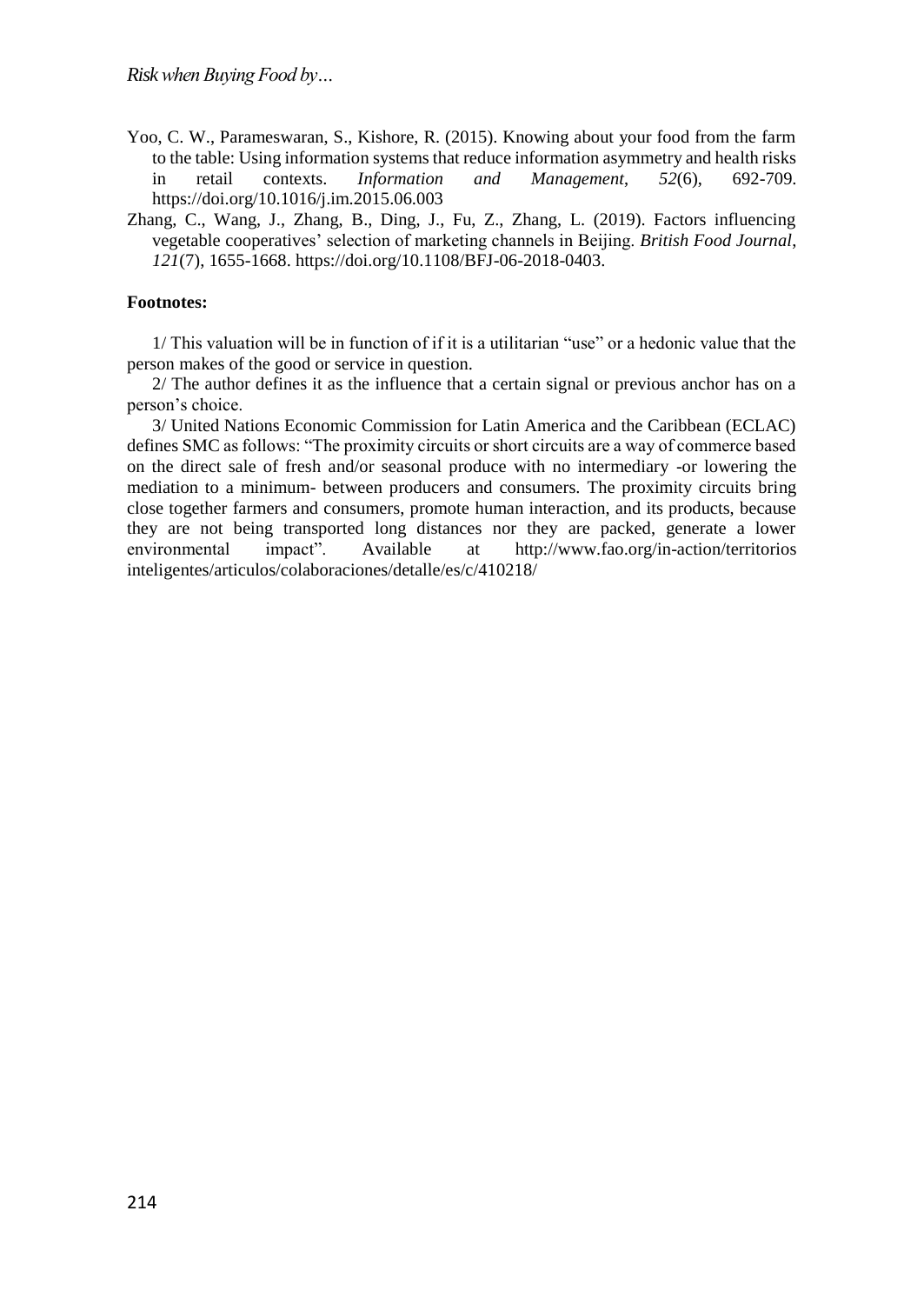Yoo, C. W., Parameswaran, S., Kishore, R. (2015). Knowing about your food from the farm to the table: Using information systems that reduce information asymmetry and health risks in retail contexts. *Information and Management*, *52*(6), 692-709. https://doi.org/10.1016/j.im.2015.06.003

Zhang, C., Wang, J., Zhang, B., Ding, J., Fu, Z., Zhang, L. (2019). Factors influencing vegetable cooperatives' selection of marketing channels in Beijing. *British Food Journal*, *121*(7), 1655-1668. https://doi.org/10.1108/BFJ-06-2018-0403.

**Footnotes:**

1/ This valuation will be in function of if it is a utilitarian "use" or a hedonic value that the person makes of the good or service in question.

2/ The author defines it as the influence that a certain signal or previous anchor has on a person's choice.

3/ United Nations Economic Commission for Latin America and the Caribbean (ECLAC) defines SMC as follows: "The proximity circuits or short circuits are a way of commerce based on the direct sale of fresh and/or seasonal produce with no intermediary -or lowering the mediation to a minimum- between producers and consumers. The proximity circuits bring close together farmers and consumers, promote human interaction, and its products, because they are not being transported long distances nor they are packed, generate a lower environmental impact". Available at http://www.fao.org/in-action/territorios inteligentes/articulos/colaboraciones/detalle/es/c/410218/